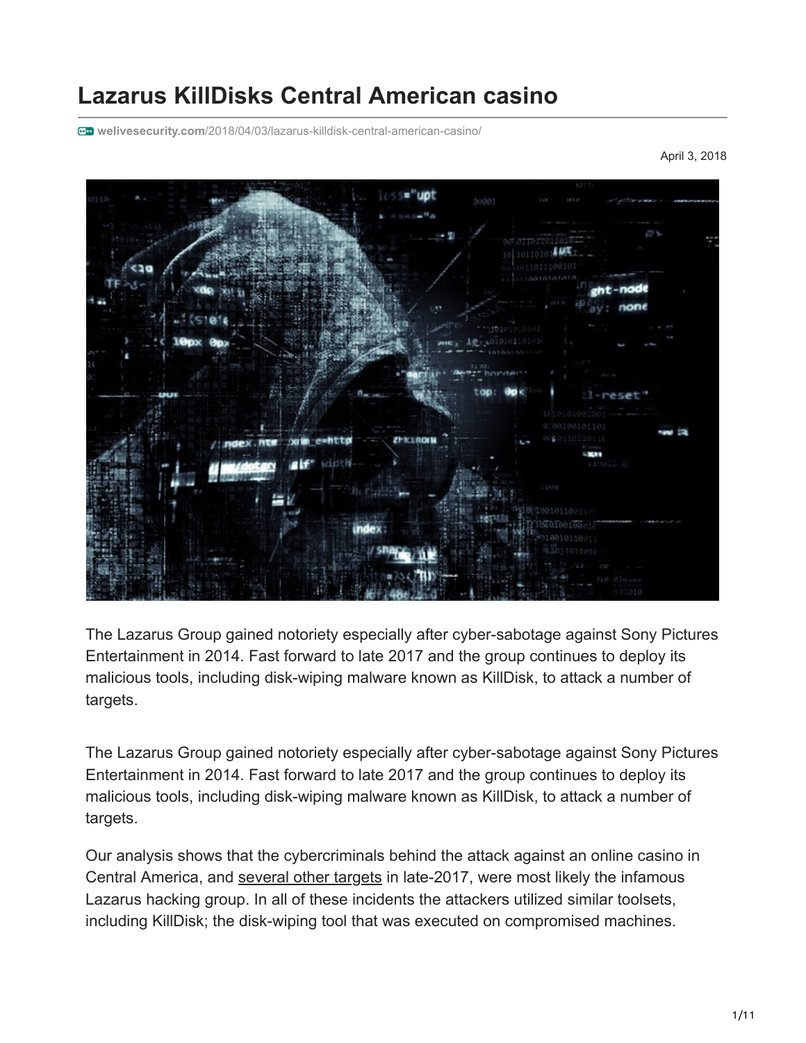# Lazarus KillDisks Central American casino

welivesecurity.com/2018/04/03/lazarus-killdisk-central-american-casino/

April 3, 2018

The Lazarus Group gained notoriety especially after cyber-sabotage against Sony Pictures Entertainment in 2014. Fast forward to late 2017 and the group continues to deploy its malicious tools, including disk-wiping malware known as KillDisk, to attack a number of targets.

The Lazarus Group gained notoriety especially after cyber-sabotage against Sony Pictures Entertainment in 2014. Fast forward to late 2017 and the group continues to deploy its malicious tools, including disk-wiping malware known as KillDisk, to attack a number of targets.

Our analysis shows that the cybercriminals behind the attack against an online casino in Central America, and several other targets in late-2017, were most likely the infamous Lazarus hacking group. In all of these incidents the attackers utilized similar toolsets, including KillDisk; the disk-wiping tool that was executed on compromised machines.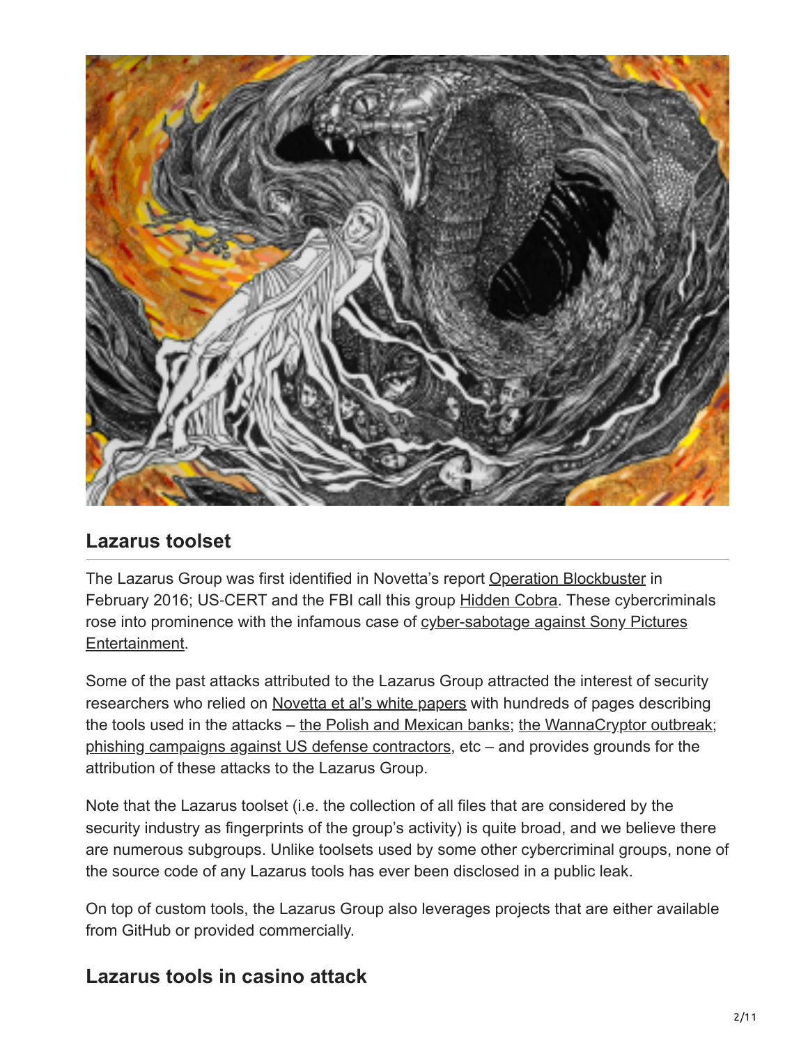## Lazarus toolset

The Lazarus Group was first identified in Novetta's report Operation Blockbuster in February 2016; US-CERT and the FBI call this group Hidden Cobra. These cybercriminals rose into prominence with the infamous case of cyber-sabotage against Sony Pictures Entertainment.

Some of the past attacks attributed to the Lazarus Group attracted the interest of security researchers who relied on Novetta et al's white papers with hundreds of pages describing the tools used in the attacks – the Polish and Mexican banks; the WannaCryptor outbreak; phishing campaigns against US defense contractors, etc – and provides grounds for the attribution of these attacks to the Lazarus Group.

Note that the Lazarus toolset (i.e. the collection of all files that are considered by the security industry as fingerprints of the group's activity) is quite broad, and we believe there are numerous subgroups. Unlike toolsets used by some other cybercriminal groups, none of the source code of any Lazarus tools has ever been disclosed in a public leak.

On top of custom tools, the Lazarus Group also leverages projects that are either available from GitHub or provided commercially.

## Lazarus tools in casino attack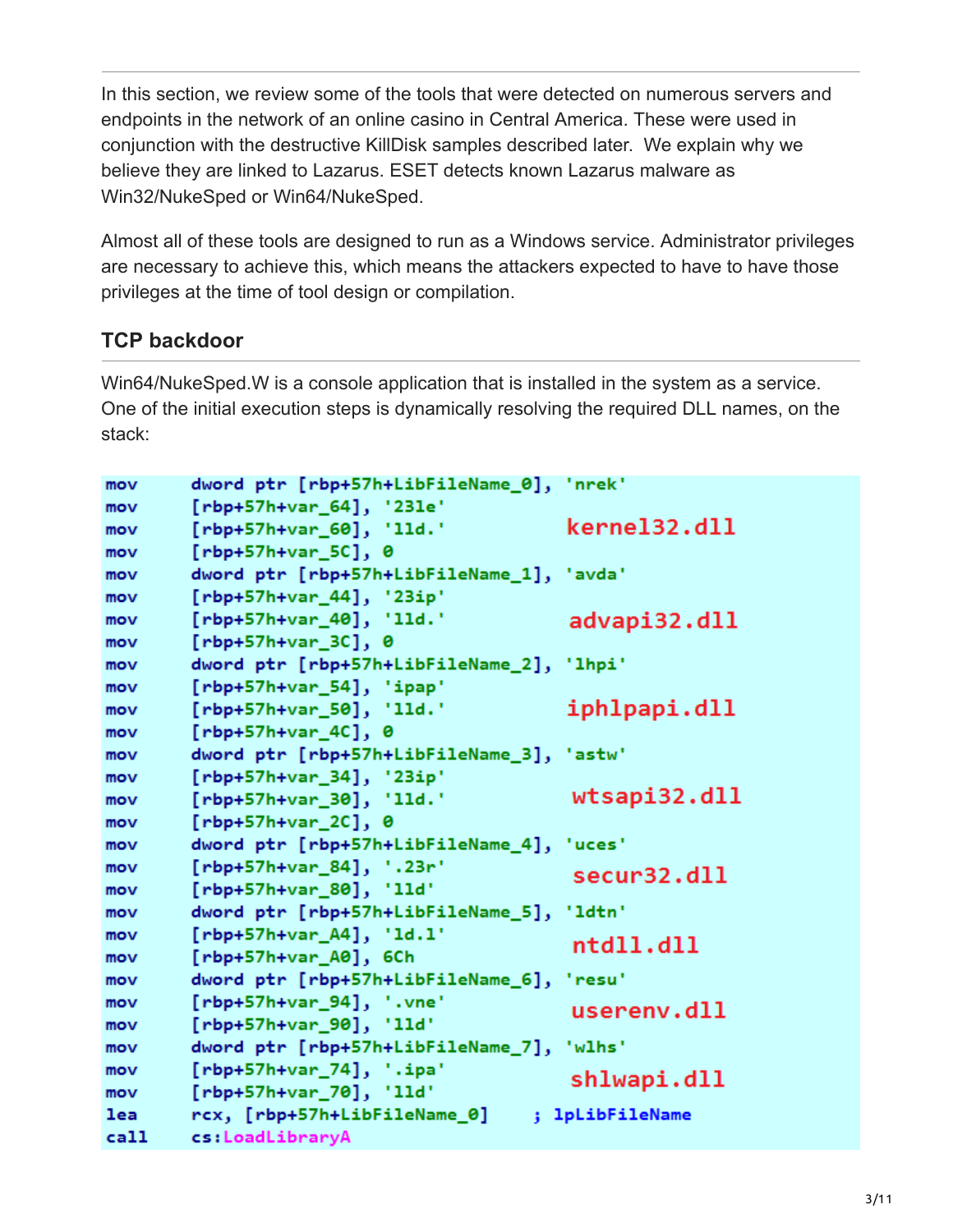In this section, we review some of the tools that were detected on numerous servers and endpoints in the network of an online casino in Central America. These were used in conjunction with the destructive KillDisk samples described later. We explain why we believe they are linked to Lazarus. ESET detects known Lazarus malware as Win32/NukeSped or Win64/NukeSped.

Almost all of these tools are designed to run as a Windows service. Administrator privileges are necessary to achieve this, which means the attackers expected to have to have those privileges at the time of tool design or compilation.

### TCP backdoor

Win64/NukeSped.W is a console application that is installed in the system as a service. One of the initial execution steps is dynamically resolving the required DLL names, on the stack:

```
mov     dword ptr [rbp+57h+LibFileName_0], 'nrek'
mov     [rbp+57h+var_64], '231e'
mov     [rbp+57h+var_60], 'lld.'              kernel32.dll
mov     [rbp+57h+var_5C], 0
mov     dword ptr [rbp+57h+LibFileName_1], 'avda'
mov     [rbp+57h+var_44], '23ip'
mov     [rbp+57h+var_40], 'lld.'              advapi32.dll
mov     [rbp+57h+var_3C], 0
mov     dword ptr [rbp+57h+LibFileName_2], 'lhpi'
mov     [rbp+57h+var_54], 'ipap'
mov     [rbp+57h+var_50], 'lld.'              iphlpapi.dll
mov     [rbp+57h+var_4C], 0
mov     dword ptr [rbp+57h+LibFileName_3], 'astw'
mov     [rbp+57h+var_34], '23ip'
mov     [rbp+57h+var_30], 'lld.'              wtsapi32.dll
mov     [rbp+57h+var_2C], 0
mov     dword ptr [rbp+57h+LibFileName_4], 'uces'
mov     [rbp+57h+var_84], '.23r'
mov     [rbp+57h+var_80], 'lld'               secur32.dll
mov     dword ptr [rbp+57h+LibFileName_5], 'ldtn'
mov     [rbp+57h+var_A4], 'ld.l'
mov     [rbp+57h+var_A0], 6Ch                 ntdll.dll
mov     dword ptr [rbp+57h+LibFileName_6], 'resu'
mov     [rbp+57h+var_94], '.vne'
mov     [rbp+57h+var_90], 'lld'               userenv.dll
mov     dword ptr [rbp+57h+LibFileName_7], 'wlhs'
mov     [rbp+57h+var_74], '.ipa'
mov     [rbp+57h+var_70], 'lld'               shlwapi.dll
lea     rcx, [rbp+57h+LibFileName_0]    ; lpLibFileName
call    cs:LoadLibraryA
```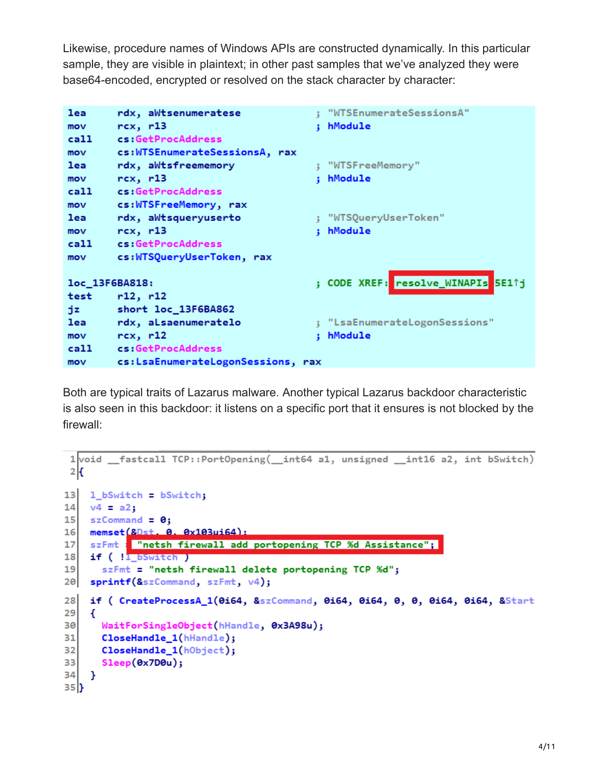Likewise, procedure names of Windows APIs are constructed dynamically. In this particular sample, they are visible in plaintext; in other past samples that we've analyzed they were base64-encoded, encrypted or resolved on the stack character by character:

```
lea     rdx, aWtsenumeratese        ; "WTSEnumerateSessionsA"
mov     rcx, r13                    ; hModule
call    cs:GetProcAddress
mov     cs:WTSEnumerateSessionsA, rax
lea     rdx, aWtsfreememory         ; "WTSFreeMemory"
mov     rcx, r13                    ; hModule
call    cs:GetProcAddress
mov     cs:WTSFreeMemory, rax
lea     rdx, aWtsqueryuserto        ; "WTSQueryUserToken"
mov     rcx, r13                    ; hModule
call    cs:GetProcAddress
mov     cs:WTSQueryUserToken, rax

loc_13F6BA818:                      ; CODE XREF: resolve_WINAPIs 5E1↑j
test    r12, r12
jz      short loc_13F6BA862
lea     rdx, aLsaenumeratelo        ; "LsaEnumerateLogonSessions"
mov     rcx, r12                    ; hModule
call    cs:GetProcAddress
mov     cs:LsaEnumerateLogonSessions, rax
```

Both are typical traits of Lazarus malware. Another typical Lazarus backdoor characteristic is also seen in this backdoor: it listens on a specific port that it ensures is not blocked by the firewall:

```
1  void __fastcall TCP::PortOpening(__int64 a1, unsigned __int16 a2, int bSwitch)
2  {
13   l_bSwitch = bSwitch;
14   v4 = a2;
15   szCommand = 0;
16   memset(&Dst, 0, 0x103ui64);
17   szFmt = "netsh firewall add portopening TCP %d Assistance";
18   if ( !l_bSwitch )
19     szFmt = "netsh firewall delete portopening TCP %d";
20   sprintf(&szCommand, szFmt, v4);
28   if ( CreateProcessA_1(0i64, &szCommand, 0i64, 0i64, 0, 0, 0i64, 0i64, &Start
29   {
30     WaitForSingleObject(hHandle, 0x3A98u);
31     CloseHandle_1(hHandle);
32     CloseHandle_1(hObject);
33     Sleep(0x7D0u);
34   }
35 }
```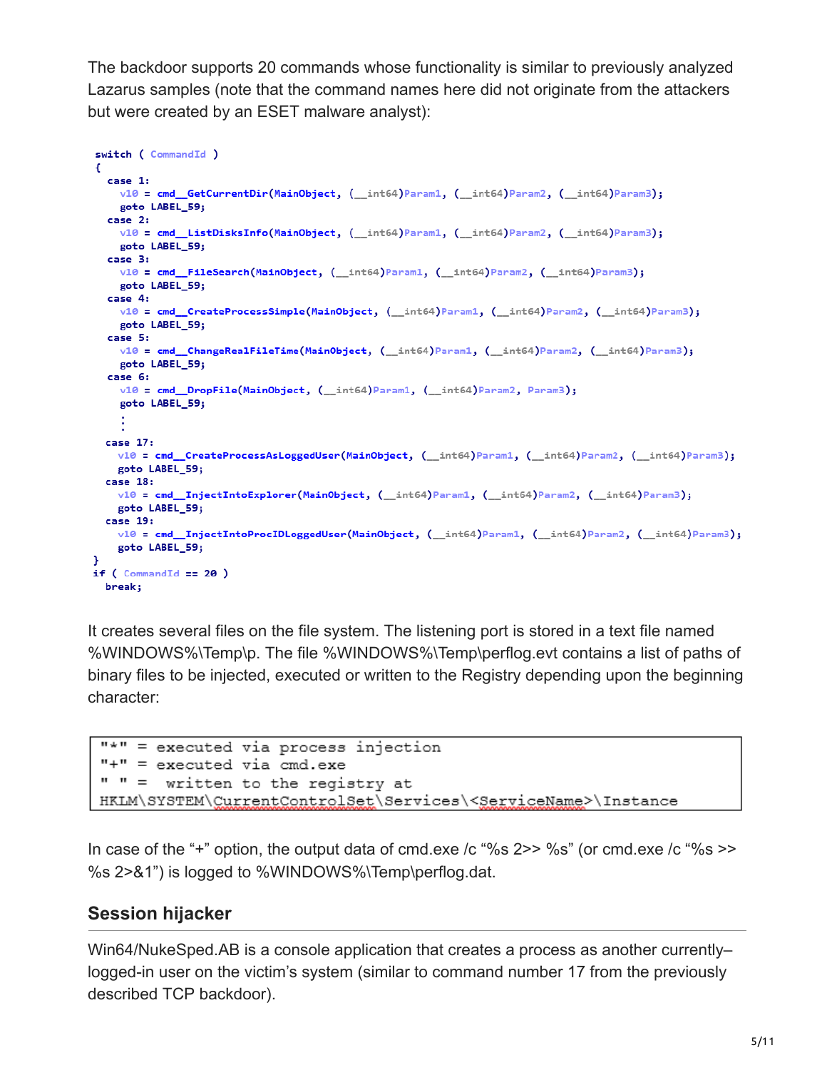The backdoor supports 20 commands whose functionality is similar to previously analyzed Lazarus samples (note that the command names here did not originate from the attackers but were created by an ESET malware analyst):

```
switch ( CommandId )
{
  case 1:
    v10 = cmd__GetCurrentDir(MainObject, (__int64)Param1, (__int64)Param2, (__int64)Param3);
    goto LABEL_59;
  case 2:
    v10 = cmd__ListDisksInfo(MainObject, (__int64)Param1, (__int64)Param2, (__int64)Param3);
    goto LABEL_59;
  case 3:
    v10 = cmd__FileSearch(MainObject, (__int64)Param1, (__int64)Param2, (__int64)Param3);
    goto LABEL_59;
  case 4:
    v10 = cmd__CreateProcessSimple(MainObject, (__int64)Param1, (__int64)Param2, (__int64)Param3);
    goto LABEL_59;
  case 5:
    v10 = cmd__ChangeRealFileTime(MainObject, (__int64)Param1, (__int64)Param2, (__int64)Param3);
    goto LABEL_59;
  case 6:
    v10 = cmd__DropFile(MainObject, (__int64)Param1, (__int64)Param2, Param3);
    goto LABEL_59;
    :
  case 17:
    v10 = cmd__CreateProcessAsLoggedUser(MainObject, (__int64)Param1, (__int64)Param2, (__int64)Param3);
    goto LABEL_59;
  case 18:
    v10 = cmd__InjectIntoExplorer(MainObject, (__int64)Param1, (__int64)Param2, (__int64)Param3);
    goto LABEL_59;
  case 19:
    v10 = cmd__InjectIntoProcIDLoggedUser(MainObject, (__int64)Param1, (__int64)Param2, (__int64)Param3);
    goto LABEL_59;
}
if ( CommandId == 20 )
  break;
```

It creates several files on the file system. The listening port is stored in a text file named %WINDOWS%\Temp\p. The file %WINDOWS%\Temp\perflog.evt contains a list of paths of binary files to be injected, executed or written to the Registry depending upon the beginning character:

```
"*" = executed via process injection
"+" = executed via cmd.exe
" " =  written to the registry at
HKLM\SYSTEM\CurrentControlSet\Services\<ServiceName>\Instance
```

In case of the "+" option, the output data of cmd.exe /c "%s 2>> %s" (or cmd.exe /c "%s >> %s 2>&1") is logged to %WINDOWS%\Temp\perflog.dat.

## Session hijacker

Win64/NukeSped.AB is a console application that creates a process as another currently–logged-in user on the victim's system (similar to command number 17 from the previously described TCP backdoor).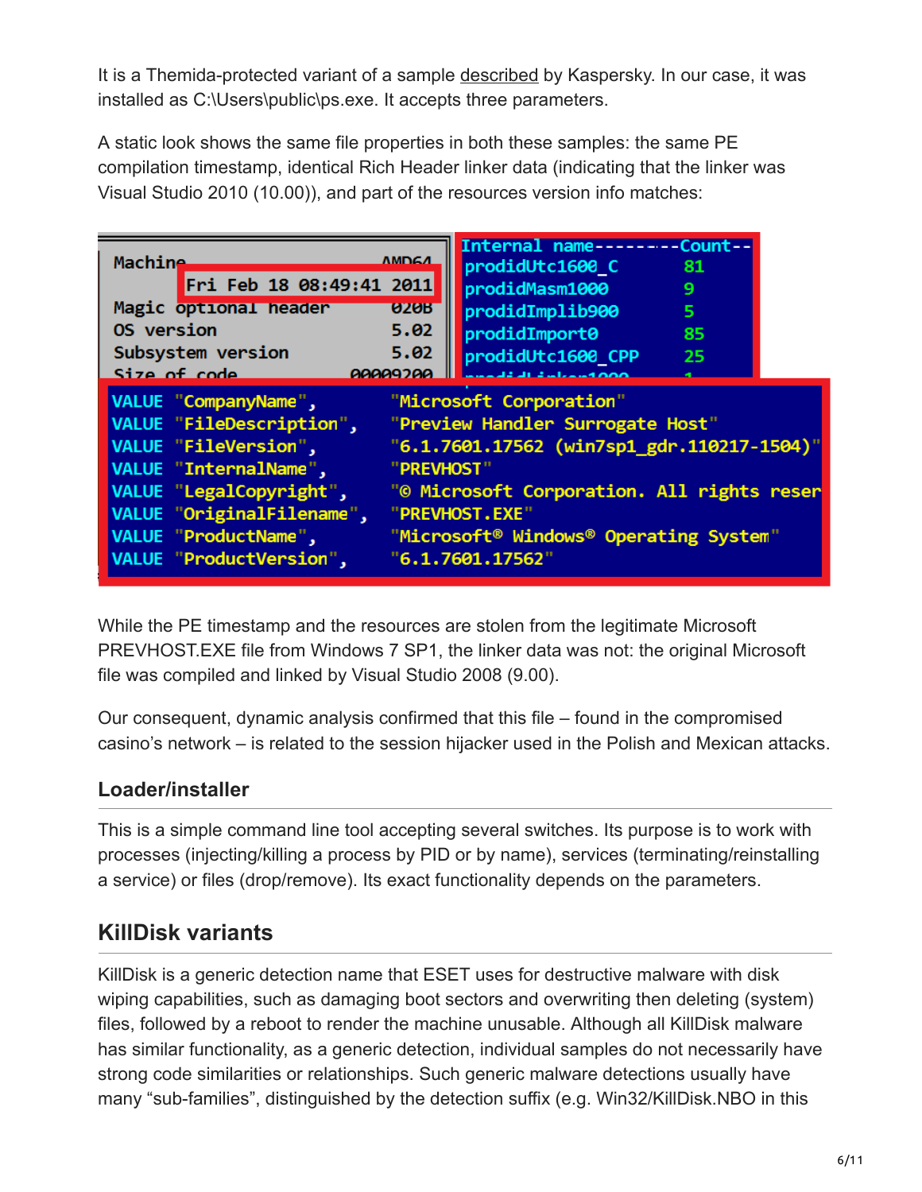It is a Themida-protected variant of a sample described by Kaspersky. In our case, it was installed as C:\Users\public\ps.exe. It accepts three parameters.

A static look shows the same file properties in both these samples: the same PE compilation timestamp, identical Rich Header linker data (indicating that the linker was Visual Studio 2010 (10.00)), and part of the resources version info matches:

```
Machine                       AMD64
         Fri Feb 18 08:49:41 2011
Magic optional header          020B
OS version                     5.02
Subsystem version              5.02
Size of code               00009200
```

```
Internal name---------Count--
prodidUtc1600_C          81
prodidMasm1000           9
prodidImplib900          5
prodidImport0            85
prodidUtc1600_CPP        25
prodidLinker1000         1
```

```
VALUE "CompanyName",        "Microsoft Corporation"
VALUE "FileDescription",    "Preview Handler Surrogate Host"
VALUE "FileVersion",        "6.1.7601.17562 (win7sp1_gdr.110217-1504)"
VALUE "InternalName",       "PREVHOST"
VALUE "LegalCopyright",     "© Microsoft Corporation. All rights reser
VALUE "OriginalFilename",   "PREVHOST.EXE"
VALUE "ProductName",        "Microsoft® Windows® Operating System"
VALUE "ProductVersion",     "6.1.7601.17562"
```

While the PE timestamp and the resources are stolen from the legitimate Microsoft PREVHOST.EXE file from Windows 7 SP1, the linker data was not: the original Microsoft file was compiled and linked by Visual Studio 2008 (9.00).

Our consequent, dynamic analysis confirmed that this file – found in the compromised casino's network – is related to the session hijacker used in the Polish and Mexican attacks.

### Loader/installer

This is a simple command line tool accepting several switches. Its purpose is to work with processes (injecting/killing a process by PID or by name), services (terminating/reinstalling a service) or files (drop/remove). Its exact functionality depends on the parameters.

## KillDisk variants

KillDisk is a generic detection name that ESET uses for destructive malware with disk wiping capabilities, such as damaging boot sectors and overwriting then deleting (system) files, followed by a reboot to render the machine unusable. Although all KillDisk malware has similar functionality, as a generic detection, individual samples do not necessarily have strong code similarities or relationships. Such generic malware detections usually have many "sub-families", distinguished by the detection suffix (e.g. Win32/KillDisk.NBO in this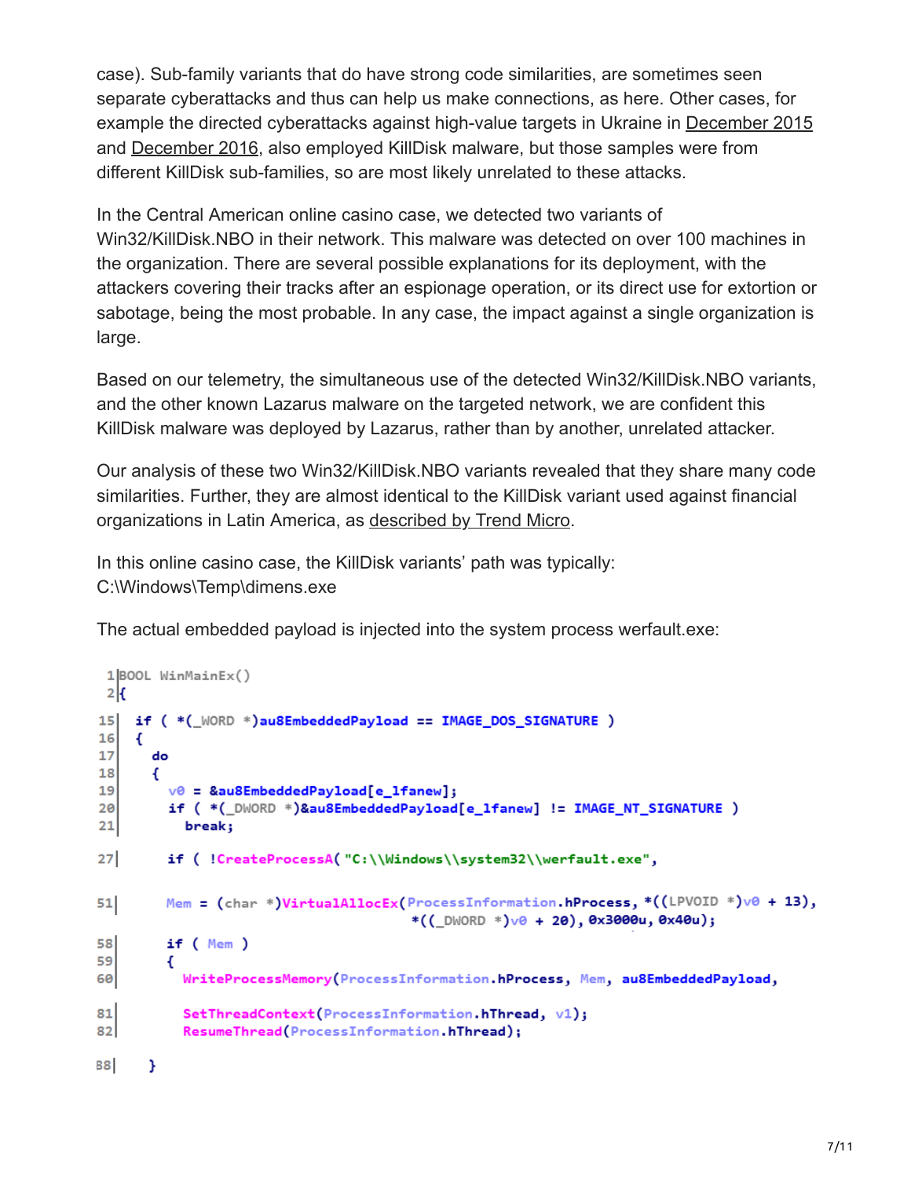case). Sub-family variants that do have strong code similarities, are sometimes seen separate cyberattacks and thus can help us make connections, as here. Other cases, for example the directed cyberattacks against high-value targets in Ukraine in December 2015 and December 2016, also employed KillDisk malware, but those samples were from different KillDisk sub-families, so are most likely unrelated to these attacks.

In the Central American online casino case, we detected two variants of Win32/KillDisk.NBO in their network. This malware was detected on over 100 machines in the organization. There are several possible explanations for its deployment, with the attackers covering their tracks after an espionage operation, or its direct use for extortion or sabotage, being the most probable. In any case, the impact against a single organization is large.

Based on our telemetry, the simultaneous use of the detected Win32/KillDisk.NBO variants, and the other known Lazarus malware on the targeted network, we are confident this KillDisk malware was deployed by Lazarus, rather than by another, unrelated attacker.

Our analysis of these two Win32/KillDisk.NBO variants revealed that they share many code similarities. Further, they are almost identical to the KillDisk variant used against financial organizations in Latin America, as described by Trend Micro.

In this online casino case, the KillDisk variants' path was typically:
C:\Windows\Temp\dimens.exe

The actual embedded payload is injected into the system process werfault.exe:

```
1  BOOL WinMainEx()
2  {
15   if ( *(_WORD *)au8EmbeddedPayload == IMAGE_DOS_SIGNATURE )
16   {
17     do
18     {
19       v0 = &au8EmbeddedPayload[e_lfanew];
20       if ( *(_DWORD *)&au8EmbeddedPayload[e_lfanew] != IMAGE_NT_SIGNATURE )
21         break;
27       if ( !CreateProcessA( "C:\\Windows\\system32\\werfault.exe",
51       Mem = (char *)VirtualAllocEx(ProcessInformation.hProcess, *((LPVOID *)v0 + 13),
                                     *((_DWORD *)v0 + 20), 0x3000u, 0x40u);
58       if ( Mem )
59       {
60         WriteProcessMemory(ProcessInformation.hProcess, Mem, au8EmbeddedPayload,
81         SetThreadContext(ProcessInformation.hThread, v1);
82         ResumeThread(ProcessInformation.hThread);
88     }
```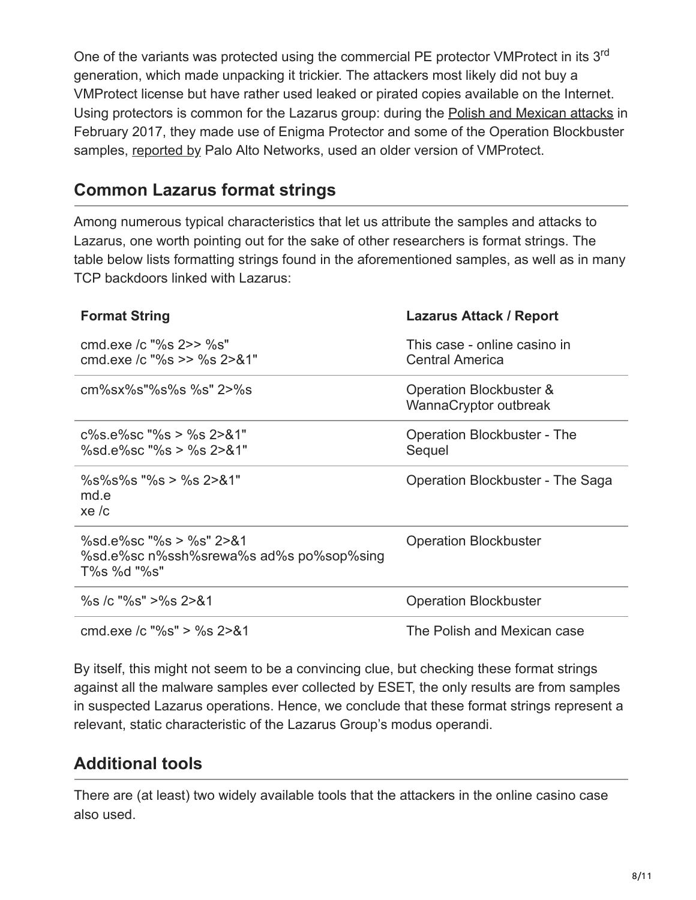One of the variants was protected using the commercial PE protector VMProtect in its 3rd generation, which made unpacking it trickier. The attackers most likely did not buy a VMProtect license but have rather used leaked or pirated copies available on the Internet. Using protectors is common for the Lazarus group: during the Polish and Mexican attacks in February 2017, they made use of Enigma Protector and some of the Operation Blockbuster samples, reported by Palo Alto Networks, used an older version of VMProtect.

## Common Lazarus format strings

Among numerous typical characteristics that let us attribute the samples and attacks to Lazarus, one worth pointing out for the sake of other researchers is format strings. The table below lists formatting strings found in the aforementioned samples, as well as in many TCP backdoors linked with Lazarus:

| Format String | Lazarus Attack / Report |
|---|---|
| cmd.exe /c "%s 2>> %s"<br>cmd.exe /c "%s >> %s 2>&1" | This case - online casino in Central America |
| cm%sx%s"%s%s %s" 2>%s | Operation Blockbuster & WannaCryptor outbreak |
| c%s.e%sc "%s > %s 2>&1"<br>%sd.e%sc "%s > %s 2>&1" | Operation Blockbuster - The Sequel |
| %s%s%s "%s > %s 2>&1"<br>md.e<br>xe /c | Operation Blockbuster - The Saga |
| %sd.e%sc "%s > %s" 2>&1<br>%sd.e%sc n%ssh%srewa%s ad%s po%sop%sing T%s %d "%s" | Operation Blockbuster |
| %s /c "%s" >%s 2>&1 | Operation Blockbuster |
| cmd.exe /c "%s" > %s 2>&1 | The Polish and Mexican case |

By itself, this might not seem to be a convincing clue, but checking these format strings against all the malware samples ever collected by ESET, the only results are from samples in suspected Lazarus operations. Hence, we conclude that these format strings represent a relevant, static characteristic of the Lazarus Group's modus operandi.

## Additional tools

There are (at least) two widely available tools that the attackers in the online casino case also used.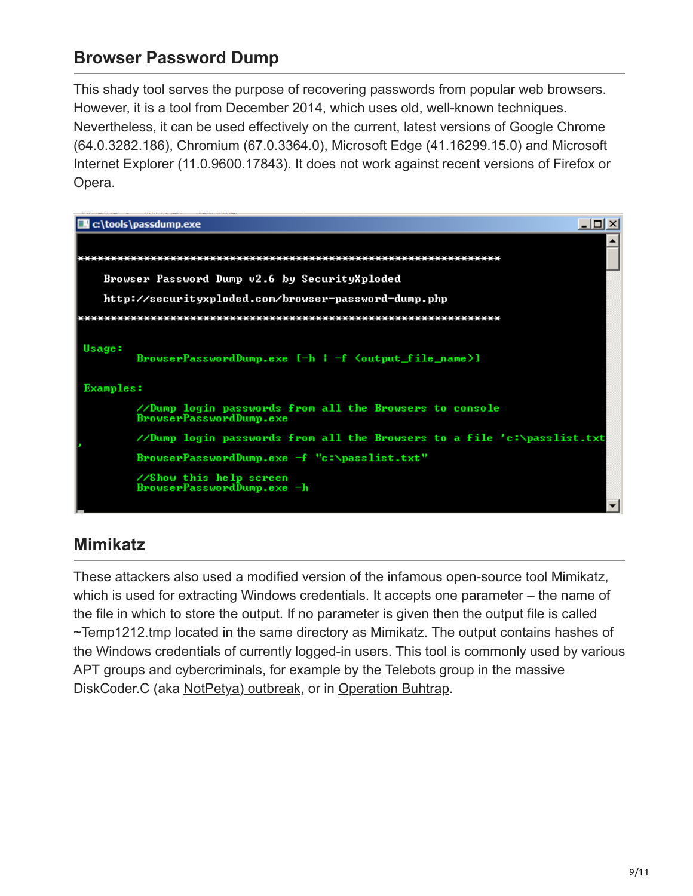## Browser Password Dump

This shady tool serves the purpose of recovering passwords from popular web browsers. However, it is a tool from December 2014, which uses old, well-known techniques. Nevertheless, it can be used effectively on the current, latest versions of Google Chrome (64.0.3282.186), Chromium (67.0.3364.0), Microsoft Edge (41.16299.15.0) and Microsoft Internet Explorer (11.0.9600.17843). It does not work against recent versions of Firefox or Opera.

```
c:\tools\passdump.exe

****************************************************************

    Browser Password Dump v2.6 by SecurityXploded

    http://securityxploded.com/browser-password-dump.php

****************************************************************

 Usage:
        BrowserPasswordDump.exe [-h | -f <output_file_name>]

 Examples:

        //Dump login passwords from all the Browsers to console
        BrowserPasswordDump.exe

        //Dump login passwords from all the Browsers to a file 'c:\passlist.txt'

        BrowserPasswordDump.exe -f "c:\passlist.txt"

        //Show this help screen
        BrowserPasswordDump.exe -h
```

## Mimikatz

These attackers also used a modified version of the infamous open-source tool Mimikatz, which is used for extracting Windows credentials. It accepts one parameter – the name of the file in which to store the output. If no parameter is given then the output file is called ~Temp1212.tmp located in the same directory as Mimikatz. The output contains hashes of the Windows credentials of currently logged-in users. This tool is commonly used by various APT groups and cybercriminals, for example by the Telebots group in the massive DiskCoder.C (aka NotPetya) outbreak, or in Operation Buhtrap.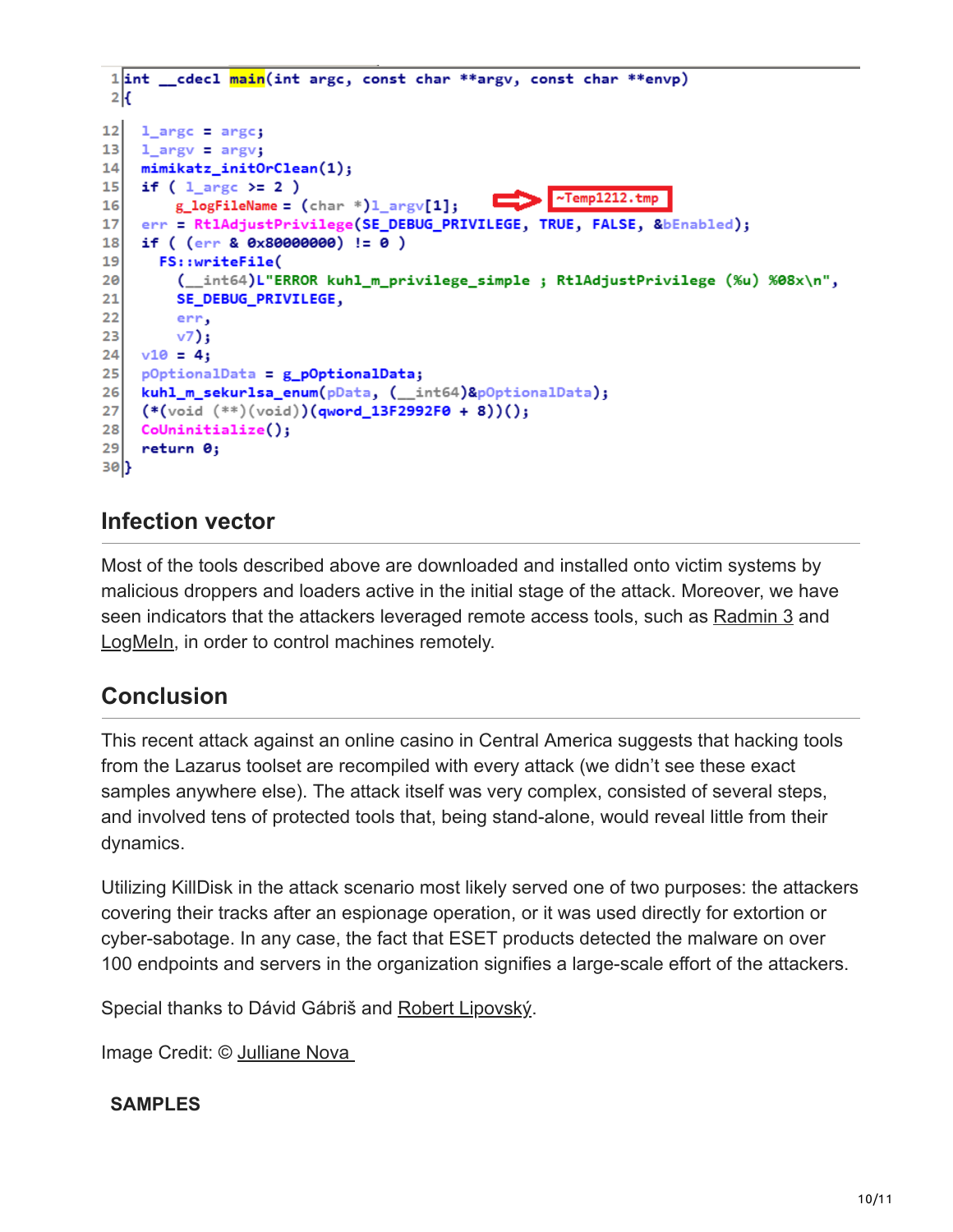```
1 int __cdecl main(int argc, const char **argv, const char **envp)
2 {
12   l_argc = argc;
13   l_argv = argv;
14   mimikatz_initOrClean(1);
15   if ( l_argc >= 2 )
16     g_logFileName = (char *)l_argv[1];        ⇨ ~Temp1212.tmp
17   err = RtlAdjustPrivilege(SE_DEBUG_PRIVILEGE, TRUE, FALSE, &bEnabled);
18   if ( (err & 0x80000000) != 0 )
19     FS::writeFile(
20       (__int64)L"ERROR kuhl_m_privilege_simple ; RtlAdjustPrivilege (%u) %08x\n",
21       SE_DEBUG_PRIVILEGE,
22       err,
23       v7);
24   v10 = 4;
25   pOptionalData = g_pOptionalData;
26   kuhl_m_sekurlsa_enum(pData, (__int64)&pOptionalData);
27   (*(void (**)(void))(qword_13F2992F0 + 8))();
28   CoUninitialize();
29   return 0;
30 }
```

## Infection vector

Most of the tools described above are downloaded and installed onto victim systems by malicious droppers and loaders active in the initial stage of the attack. Moreover, we have seen indicators that the attackers leveraged remote access tools, such as Radmin 3 and LogMeIn, in order to control machines remotely.

## Conclusion

This recent attack against an online casino in Central America suggests that hacking tools from the Lazarus toolset are recompiled with every attack (we didn't see these exact samples anywhere else). The attack itself was very complex, consisted of several steps, and involved tens of protected tools that, being stand-alone, would reveal little from their dynamics.

Utilizing KillDisk in the attack scenario most likely served one of two purposes: the attackers covering their tracks after an espionage operation, or it was used directly for extortion or cyber-sabotage. In any case, the fact that ESET products detected the malware on over 100 endpoints and servers in the organization signifies a large-scale effort of the attackers.

Special thanks to Dávid Gábriš and Robert Lipovský.

Image Credit: © Julliane Nova

**SAMPLES**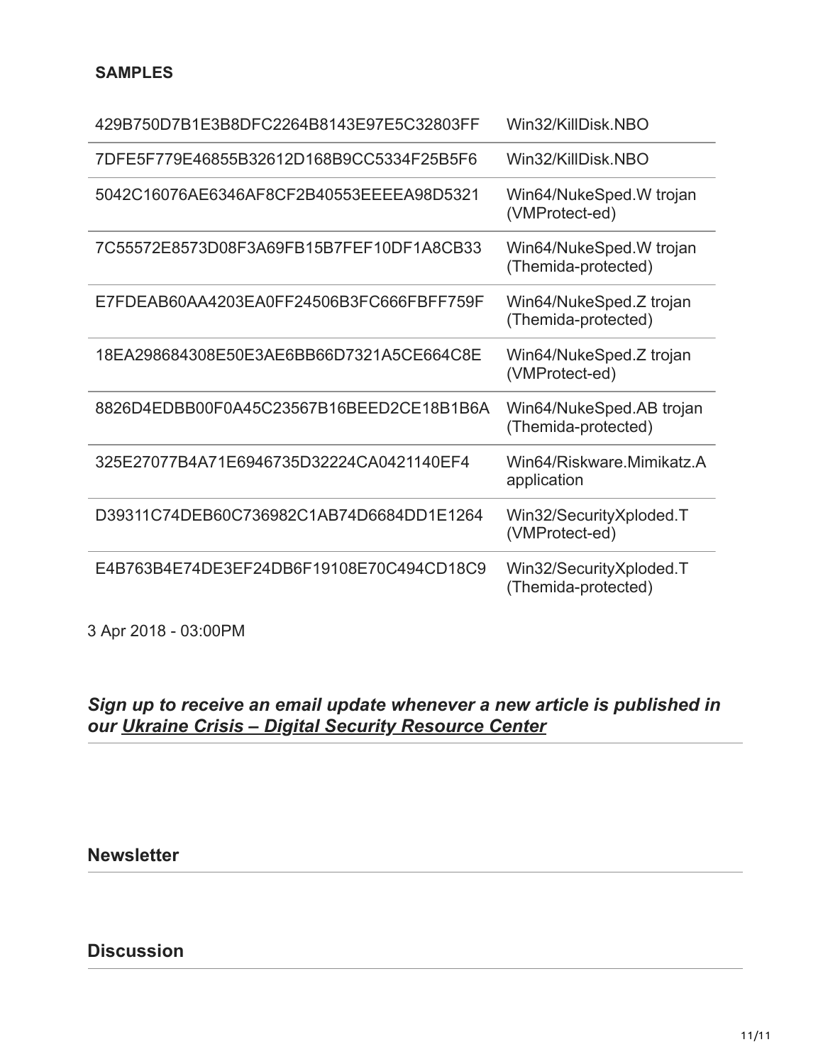**SAMPLES**

| | |
|---|---|
| 429B750D7B1E3B8DFC2264B8143E97E5C32803FF | Win32/KillDisk.NBO |
| 7DFE5F779E46855B32612D168B9CC5334F25B5F6 | Win32/KillDisk.NBO |
| 5042C16076AE6346AF8CF2B40553EEEEA98D5321 | Win64/NukeSped.W trojan (VMProtect-ed) |
| 7C55572E8573D08F3A69FB15B7FEF10DF1A8CB33 | Win64/NukeSped.W trojan (Themida-protected) |
| E7FDEAB60AA4203EA0FF24506B3FC666FBFF759F | Win64/NukeSped.Z trojan (Themida-protected) |
| 18EA298684308E50E3AE6BB66D7321A5CE664C8E | Win64/NukeSped.Z trojan (VMProtect-ed) |
| 8826D4EDBB00F0A45C23567B16BEED2CE18B1B6A | Win64/NukeSped.AB trojan (Themida-protected) |
| 325E27077B4A71E6946735D32224CA0421140EF4 | Win64/Riskware.Mimikatz.A application |
| D39311C74DEB60C736982C1AB74D6684DD1E1264 | Win32/SecurityXploded.T (VMProtect-ed) |
| E4B763B4E74DE3EF24DB6F19108E70C494CD18C9 | Win32/SecurityXploded.T (Themida-protected) |

3 Apr 2018 - 03:00PM

***Sign up to receive an email update whenever a new article is published in our Ukraine Crisis – Digital Security Resource Center***

## Newsletter

## Discussion